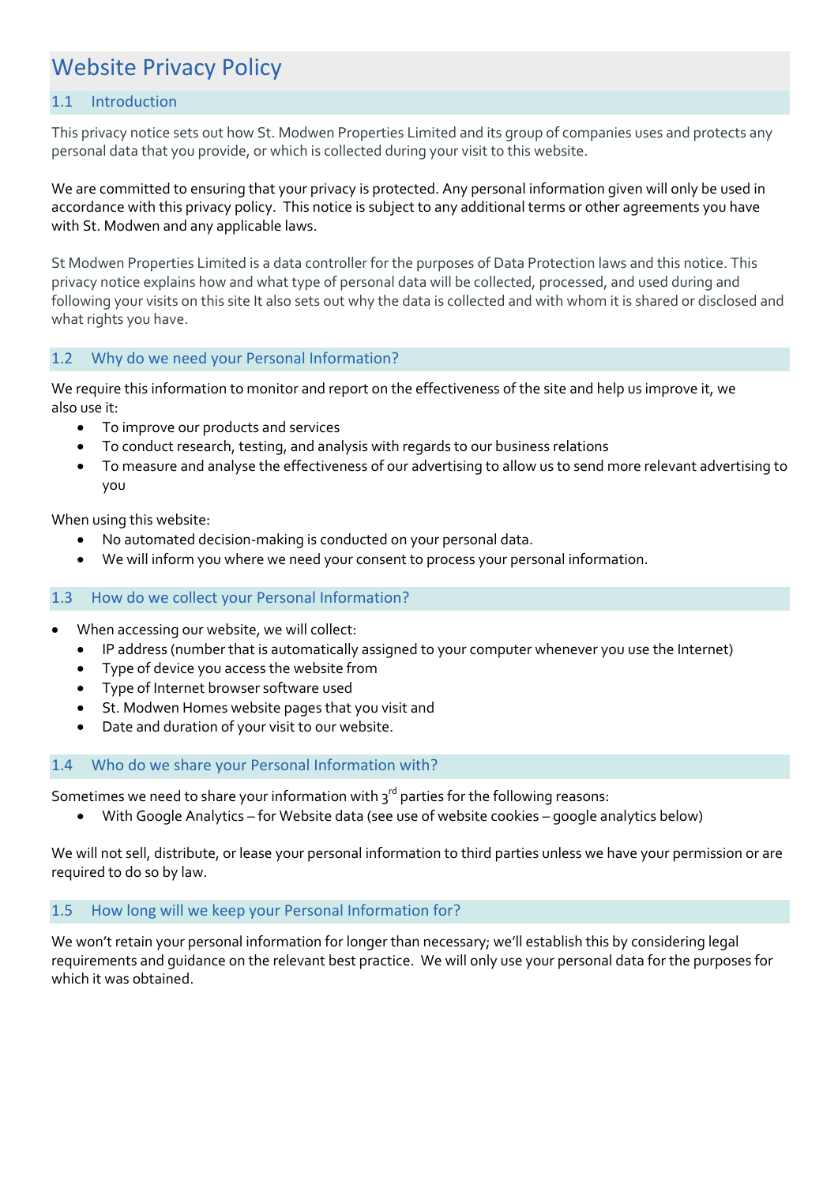# Website Privacy Policy

## 1.1 Introduction

This privacy notice sets out how St. Modwen Properties Limited and its group of companies uses and protects any personal data that you provide, or which is collected during your visit to this website.

We are committed to ensuring that your privacy is protected. Any personal information given will only be used in accordance with this privacy policy. This notice is subject to any additional terms or other agreements you have with St. Modwen and any applicable laws.

St Modwen Properties Limited is a data controller for the purposes of Data Protection laws and this notice. This privacy notice explains how and what type of personal data will be collected, processed, and used during and following your visits on this site It also sets out why the data is collected and with whom it is shared or disclosed and what rights you have.

## 1.2 Why do we need your Personal Information?

We require this information to monitor and report on the effectiveness of the site and help us improve it, we also use it:

- To improve our products and services
- To conduct research, testing, and analysis with regards to our business relations
- To measure and analyse the effectiveness of our advertising to allow us to send more relevant advertising to you

When using this website:

- No automated decision-making is conducted on your personal data.
- We will inform you where we need your consent to process your personal information.

## 1.3 How do we collect your Personal Information?

- When accessing our website, we will collect:
    - IP address (number that is automatically assigned to your computer whenever you use the Internet)
    - Type of device you access the website from
    - Type of Internet browser software used
    - St. Modwen Homes website pages that you visit and
    - Date and duration of your visit to our website.

## 1.4 Who do we share your Personal Information with?

Sometimes we need to share your information with 3rd parties for the following reasons:

- With Google Analytics – for Website data (see use of website cookies – google analytics below)

We will not sell, distribute, or lease your personal information to third parties unless we have your permission or are required to do so by law.

## 1.5 How long will we keep your Personal Information for?

We won't retain your personal information for longer than necessary; we'll establish this by considering legal requirements and guidance on the relevant best practice. We will only use your personal data for the purposes for which it was obtained.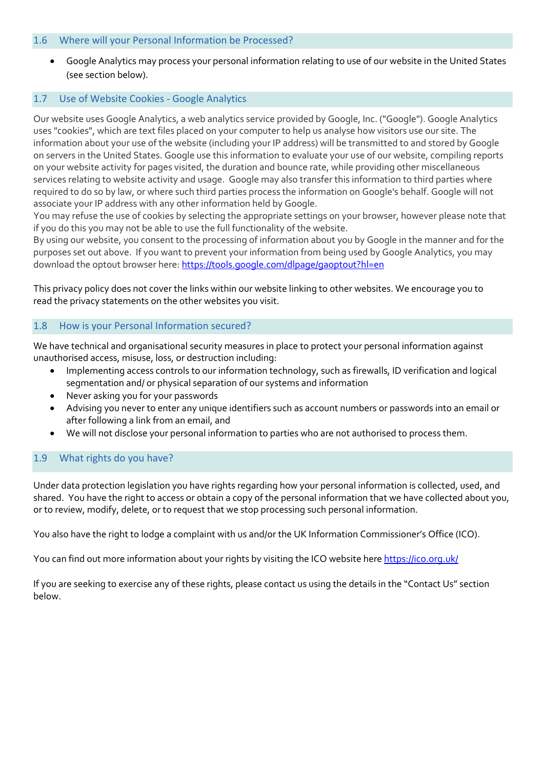## 1.6 Where will your Personal Information be Processed?

- Google Analytics may process your personal information relating to use of our website in the United States (see section below).

## 1.7 Use of Website Cookies - Google Analytics

Our website uses Google Analytics, a web analytics service provided by Google, Inc. ("Google"). Google Analytics uses "cookies", which are text files placed on your computer to help us analyse how visitors use our site. The information about your use of the website (including your IP address) will be transmitted to and stored by Google on servers in the United States. Google use this information to evaluate your use of our website, compiling reports on your website activity for pages visited, the duration and bounce rate, while providing other miscellaneous services relating to website activity and usage. Google may also transfer this information to third parties where required to do so by law, or where such third parties process the information on Google's behalf. Google will not associate your IP address with any other information held by Google.
You may refuse the use of cookies by selecting the appropriate settings on your browser, however please note that if you do this you may not be able to use the full functionality of the website.
By using our website, you consent to the processing of information about you by Google in the manner and for the purposes set out above. If you want to prevent your information from being used by Google Analytics, you may download the optout browser here: https://tools.google.com/dlpage/gaoptout?hl=en

This privacy policy does not cover the links within our website linking to other websites. We encourage you to read the privacy statements on the other websites you visit.

## 1.8 How is your Personal Information secured?

We have technical and organisational security measures in place to protect your personal information against unauthorised access, misuse, loss, or destruction including:

- Implementing access controls to our information technology, such as firewalls, ID verification and logical segmentation and/ or physical separation of our systems and information
- Never asking you for your passwords
- Advising you never to enter any unique identifiers such as account numbers or passwords into an email or after following a link from an email, and
- We will not disclose your personal information to parties who are not authorised to process them.

## 1.9 What rights do you have?

Under data protection legislation you have rights regarding how your personal information is collected, used, and shared. You have the right to access or obtain a copy of the personal information that we have collected about you, or to review, modify, delete, or to request that we stop processing such personal information.

You also have the right to lodge a complaint with us and/or the UK Information Commissioner's Office (ICO).

You can find out more information about your rights by visiting the ICO website here https://ico.org.uk/

If you are seeking to exercise any of these rights, please contact us using the details in the "Contact Us" section below.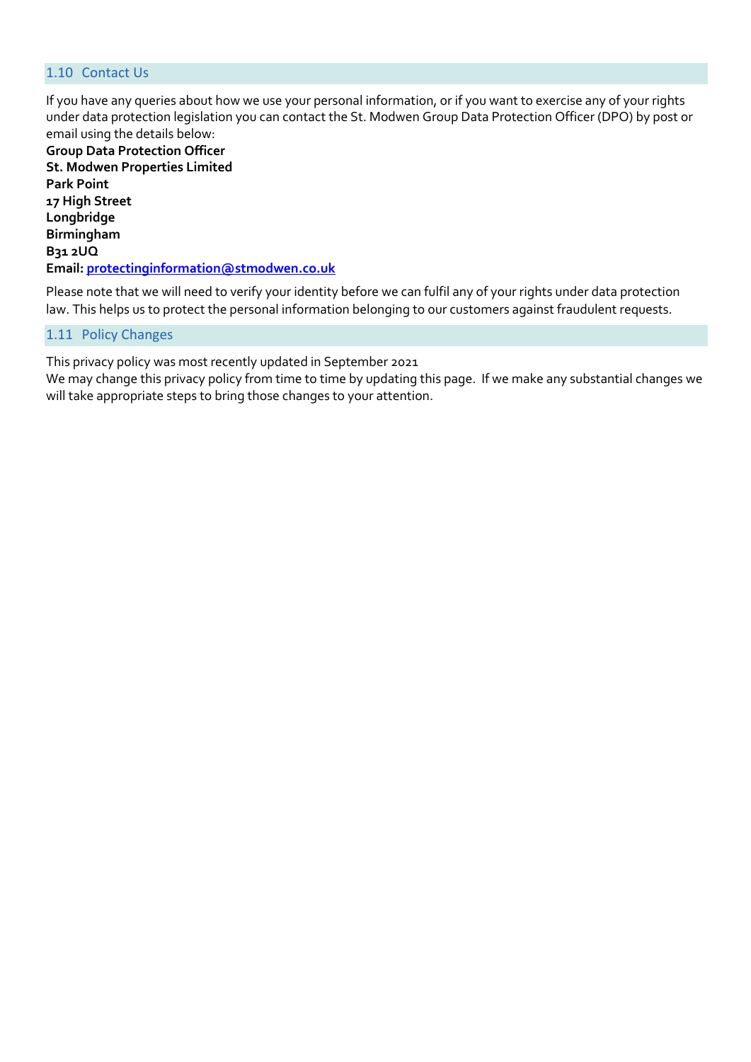## 1.10 Contact Us

If you have any queries about how we use your personal information, or if you want to exercise any of your rights under data protection legislation you can contact the St. Modwen Group Data Protection Officer (DPO) by post or email using the details below:

**Group Data Protection Officer**
**St. Modwen Properties Limited**
**Park Point**
**17 High Street**
**Longbridge**
**Birmingham**
**B31 2UQ**
**Email: protectinginformation@stmodwen.co.uk**

Please note that we will need to verify your identity before we can fulfil any of your rights under data protection law. This helps us to protect the personal information belonging to our customers against fraudulent requests.

## 1.11 Policy Changes

This privacy policy was most recently updated in September 2021
We may change this privacy policy from time to time by updating this page. If we make any substantial changes we will take appropriate steps to bring those changes to your attention.